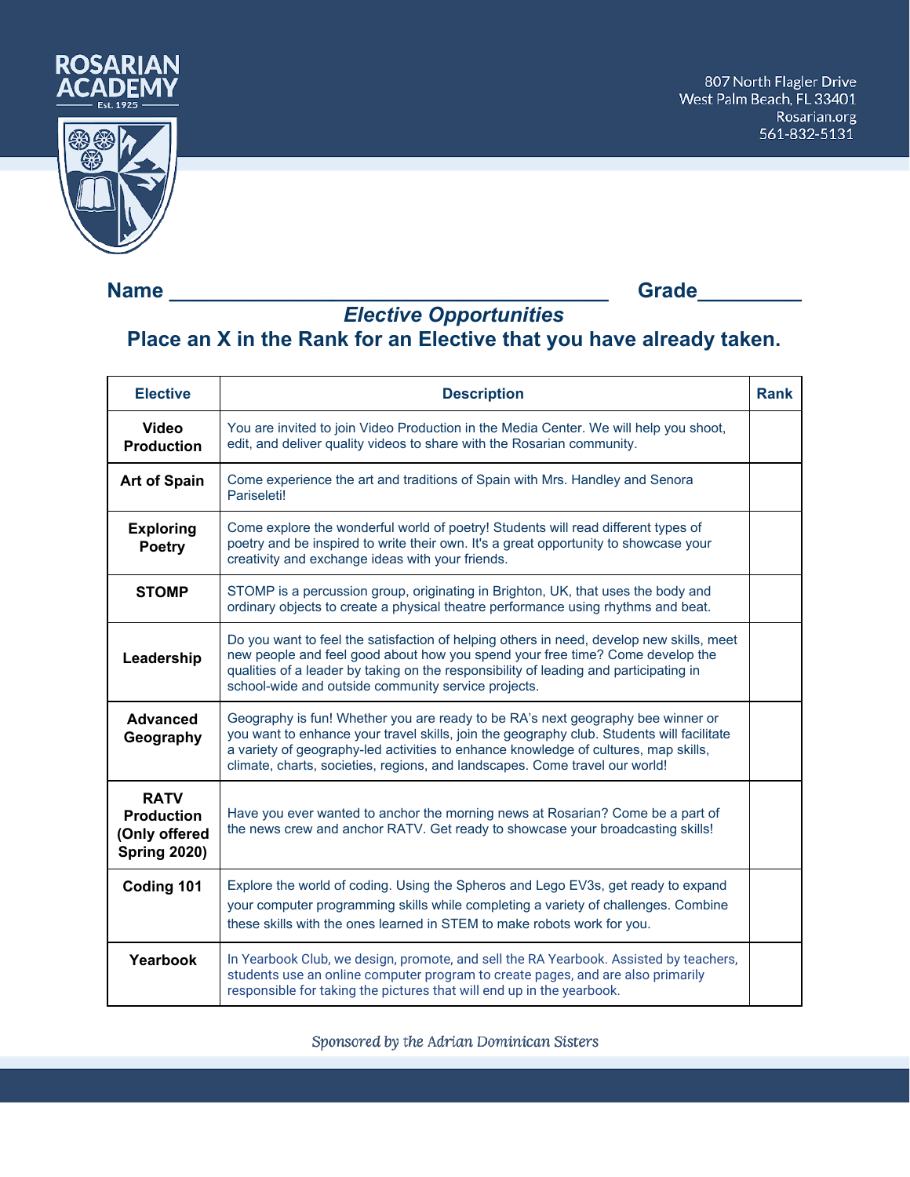# ROSARIAN ACADEMY

Est. 1925

807 North Flagler Drive
West Palm Beach, FL 33401
Rosarian.org
561-832-5131

**Name** ______________________________________ **Grade**_________

## *Elective Opportunities*

## Place an X in the Rank for an Elective that you have already taken.

| Elective | Description | Rank |
|---|---|---|
| **Video Production** | You are invited to join Video Production in the Media Center. We will help you shoot, edit, and deliver quality videos to share with the Rosarian community. | |
| **Art of Spain** | Come experience the art and traditions of Spain with Mrs. Handley and Senora Pariseleti! | |
| **Exploring Poetry** | Come explore the wonderful world of poetry! Students will read different types of poetry and be inspired to write their own. It's a great opportunity to showcase your creativity and exchange ideas with your friends. | |
| **STOMP** | STOMP is a percussion group, originating in Brighton, UK, that uses the body and ordinary objects to create a physical theatre performance using rhythms and beat. | |
| **Leadership** | Do you want to feel the satisfaction of helping others in need, develop new skills, meet new people and feel good about how you spend your free time? Come develop the qualities of a leader by taking on the responsibility of leading and participating in school-wide and outside community service projects. | |
| **Advanced Geography** | Geography is fun! Whether you are ready to be RA's next geography bee winner or you want to enhance your travel skills, join the geography club. Students will facilitate a variety of geography-led activities to enhance knowledge of cultures, map skills, climate, charts, societies, regions, and landscapes. Come travel our world! | |
| **RATV Production (Only offered Spring 2020)** | Have you ever wanted to anchor the morning news at Rosarian? Come be a part of the news crew and anchor RATV. Get ready to showcase your broadcasting skills! | |
| **Coding 101** | Explore the world of coding. Using the Spheros and Lego EV3s, get ready to expand your computer programming skills while completing a variety of challenges. Combine these skills with the ones learned in STEM to make robots work for you. | |
| **Yearbook** | In Yearbook Club, we design, promote, and sell the RA Yearbook. Assisted by teachers, students use an online computer program to create pages, and are also primarily responsible for taking the pictures that will end up in the yearbook. | |

*Sponsored by the Adrian Dominican Sisters*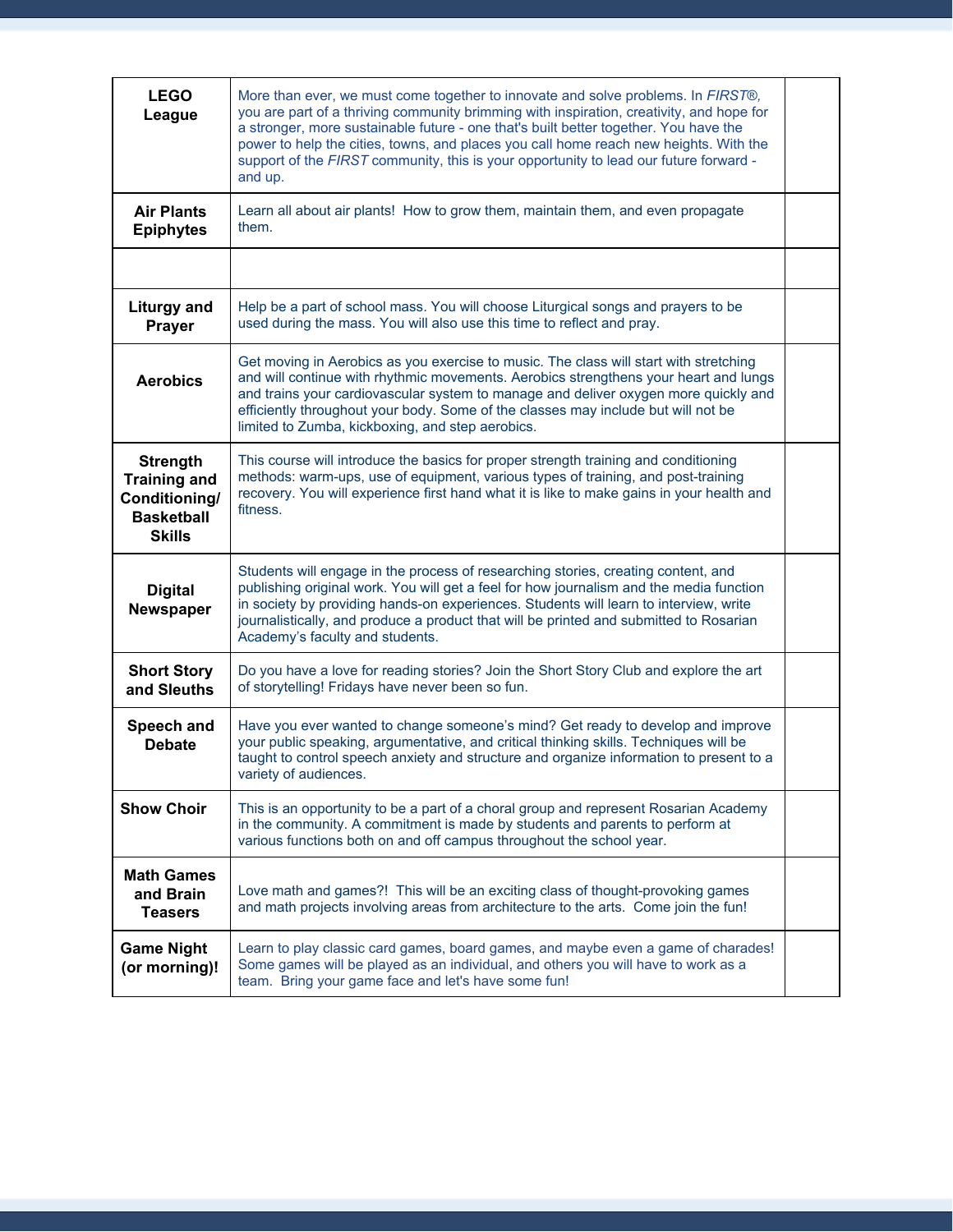| | | |
|---|---|---|
| **LEGO League** | More than ever, we must come together to innovate and solve problems. In *FIRST®,* you are part of a thriving community brimming with inspiration, creativity, and hope for a stronger, more sustainable future - one that's built better together. You have the power to help the cities, towns, and places you call home reach new heights. With the support of the *FIRST* community, this is your opportunity to lead our future forward - and up. | |
| **Air Plants Epiphytes** | Learn all about air plants! How to grow them, maintain them, and even propagate them. | |
| | | |
| **Liturgy and Prayer** | Help be a part of school mass. You will choose Liturgical songs and prayers to be used during the mass. You will also use this time to reflect and pray. | |
| **Aerobics** | Get moving in Aerobics as you exercise to music. The class will start with stretching and will continue with rhythmic movements. Aerobics strengthens your heart and lungs and trains your cardiovascular system to manage and deliver oxygen more quickly and efficiently throughout your body. Some of the classes may include but will not be limited to Zumba, kickboxing, and step aerobics. | |
| **Strength Training and Conditioning/ Basketball Skills** | This course will introduce the basics for proper strength training and conditioning methods: warm-ups, use of equipment, various types of training, and post-training recovery. You will experience first hand what it is like to make gains in your health and fitness. | |
| **Digital Newspaper** | Students will engage in the process of researching stories, creating content, and publishing original work. You will get a feel for how journalism and the media function in society by providing hands-on experiences. Students will learn to interview, write journalistically, and produce a product that will be printed and submitted to Rosarian Academy's faculty and students. | |
| **Short Story and Sleuths** | Do you have a love for reading stories? Join the Short Story Club and explore the art of storytelling! Fridays have never been so fun. | |
| **Speech and Debate** | Have you ever wanted to change someone's mind? Get ready to develop and improve your public speaking, argumentative, and critical thinking skills. Techniques will be taught to control speech anxiety and structure and organize information to present to a variety of audiences. | |
| **Show Choir** | This is an opportunity to be a part of a choral group and represent Rosarian Academy in the community. A commitment is made by students and parents to perform at various functions both on and off campus throughout the school year. | |
| **Math Games and Brain Teasers** | Love math and games?! This will be an exciting class of thought-provoking games and math projects involving areas from architecture to the arts. Come join the fun! | |
| **Game Night (or morning)!** | Learn to play classic card games, board games, and maybe even a game of charades! Some games will be played as an individual, and others you will have to work as a team. Bring your game face and let's have some fun! | |